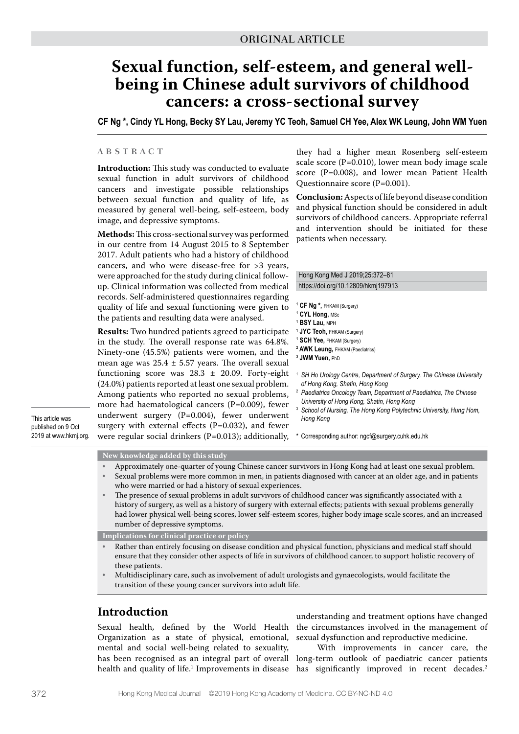ORIGINAL ARTICLE

# Sexual function, self-esteem, and general well-being in Chinese adult survivors of childhood cancers: a cross-sectional survey

**CF Ng \*, Cindy YL Hong, Becky SY Lau, Jeremy YC Teoh, Samuel CH Yee, Alex WK Leung, John WM Yuen**

## ABSTRACT

**Introduction:** This study was conducted to evaluate sexual function in adult survivors of childhood cancers and investigate possible relationships between sexual function and quality of life, as measured by general well-being, self-esteem, body image, and depressive symptoms.

**Methods:** This cross-sectional survey was performed in our centre from 14 August 2015 to 8 September 2017. Adult patients who had a history of childhood cancers, and who were disease-free for >3 years, were approached for the study during clinical follow-up. Clinical information was collected from medical records. Self-administered questionnaires regarding quality of life and sexual functioning were given to the patients and resulting data were analysed.

**Results:** Two hundred patients agreed to participate in the study. The overall response rate was 64.8%. Ninety-one (45.5%) patients were women, and the mean age was 25.4 ± 5.57 years. The overall sexual functioning score was 28.3 ± 20.09. Forty-eight (24.0%) patients reported at least one sexual problem. Among patients who reported no sexual problems, more had haematological cancers (P=0.009), fewer underwent surgery (P=0.004), fewer underwent surgery with external effects (P=0.032), and fewer were regular social drinkers (P=0.013); additionally, they had a higher mean Rosenberg self-esteem scale score (P=0.010), lower mean body image scale score (P=0.008), and lower mean Patient Health Questionnaire score (P=0.001).

**Conclusion:** Aspects of life beyond disease condition and physical function should be considered in adult survivors of childhood cancers. Appropriate referral and intervention should be initiated for these patients when necessary.

Hong Kong Med J 2019;25:372–81
https://doi.org/10.12809/hkmj197913

[1] **CF Ng \***, FHKAM (Surgery)
[1] **CYL Hong**, MSc
[1] **BSY Lau**, MPH
[1] **JYC Teoh**, FHKAM (Surgery)
[1] **SCH Yee**, FHKAM (Surgery)
[2] **AWK Leung**, FHKAM (Paediatrics)
[3] **JWM Yuen**, PhD

[1] *SH Ho Urology Centre, Department of Surgery, The Chinese University of Hong Kong, Shatin, Hong Kong*
[2] *Paediatrics Oncology Team, Department of Paediatrics, The Chinese University of Hong Kong, Shatin, Hong Kong*
[3] *School of Nursing, The Hong Kong Polytechnic University, Hung Hom, Hong Kong*

\* Corresponding author: ngcf@surgery.cuhk.edu.hk

This article was published on 9 Oct 2019 at www.hkmj.org.

**New knowledge added by this study**

- Approximately one-quarter of young Chinese cancer survivors in Hong Kong had at least one sexual problem.
- Sexual problems were more common in men, in patients diagnosed with cancer at an older age, and in patients who were married or had a history of sexual experiences.
- The presence of sexual problems in adult survivors of childhood cancer was significantly associated with a history of surgery, as well as a history of surgery with external effects; patients with sexual problems generally had lower physical well-being scores, lower self-esteem scores, higher body image scale scores, and an increased number of depressive symptoms.

**Implications for clinical practice or policy**

- Rather than entirely focusing on disease condition and physical function, physicians and medical staff should ensure that they consider other aspects of life in survivors of childhood cancer, to support holistic recovery of these patients.
- Multidisciplinary care, such as involvement of adult urologists and gynaecologists, would facilitate the transition of these young cancer survivors into adult life.

## Introduction

Sexual health, defined by the World Health Organization as a state of physical, emotional, mental and social well-being related to sexuality, has been recognised as an integral part of overall health and quality of life.[1] Improvements in disease understanding and treatment options have changed the circumstances involved in the management of sexual dysfunction and reproductive medicine.

With improvements in cancer care, the long-term outlook of paediatric cancer patients has significantly improved in recent decades.[2]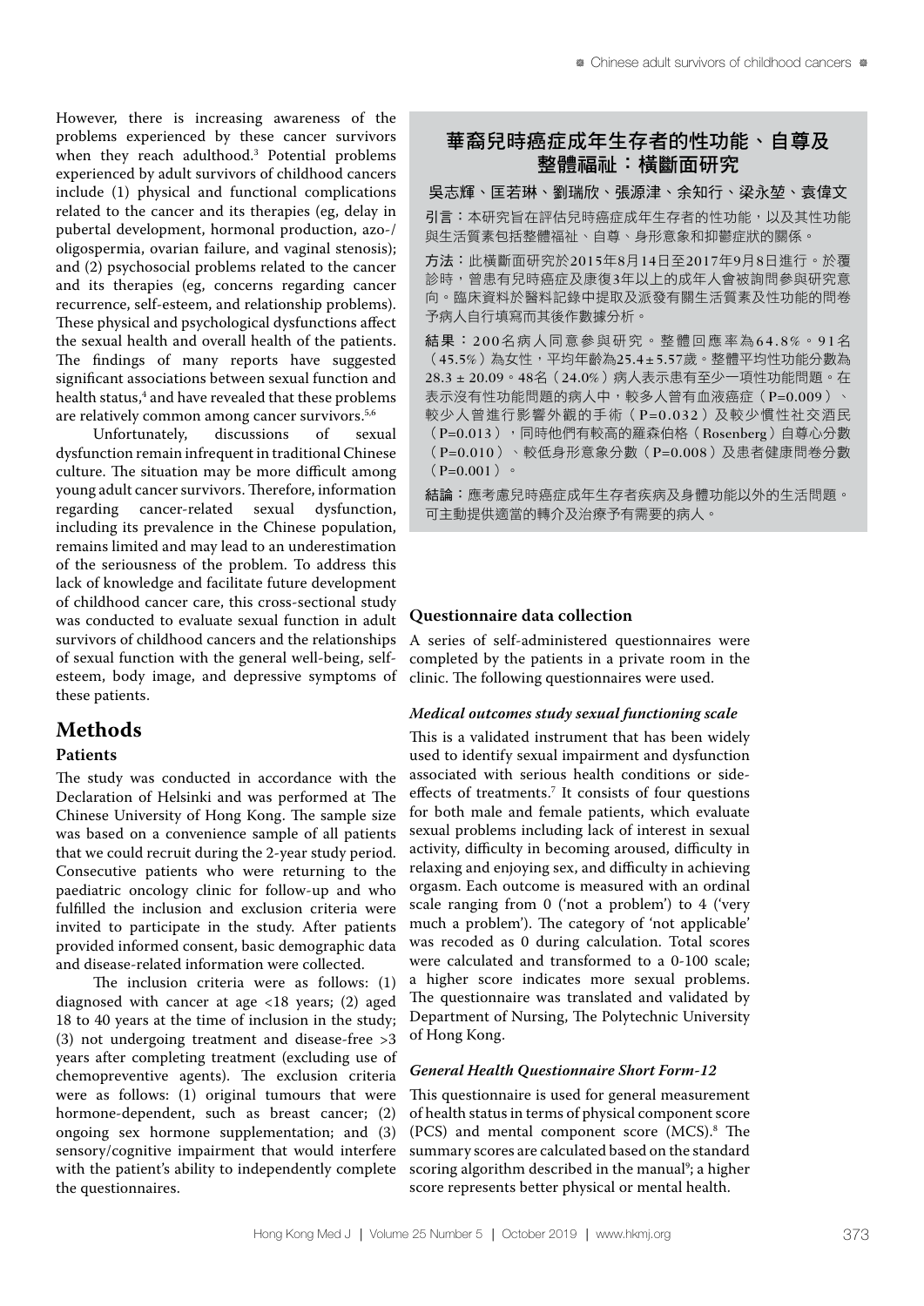However, there is increasing awareness of the problems experienced by these cancer survivors when they reach adulthood.[3] Potential problems experienced by adult survivors of childhood cancers include (1) physical and functional complications related to the cancer and its therapies (eg, delay in pubertal development, hormonal production, azo-/oligospermia, ovarian failure, and vaginal stenosis); and (2) psychosocial problems related to the cancer and its therapies (eg, concerns regarding cancer recurrence, self-esteem, and relationship problems). These physical and psychological dysfunctions affect the sexual health and overall health of the patients. The findings of many reports have suggested significant associations between sexual function and health status,[4] and have revealed that these problems are relatively common among cancer survivors.[5,6]

Unfortunately, discussions of sexual dysfunction remain infrequent in traditional Chinese culture. The situation may be more difficult among young adult cancer survivors. Therefore, information regarding cancer-related sexual dysfunction, including its prevalence in the Chinese population, remains limited and may lead to an underestimation of the seriousness of the problem. To address this lack of knowledge and facilitate future development of childhood cancer care, this cross-sectional study was conducted to evaluate sexual function in adult survivors of childhood cancers and the relationships of sexual function with the general well-being, self-esteem, body image, and depressive symptoms of these patients.

# Methods

## Patients

The study was conducted in accordance with the Declaration of Helsinki and was performed at The Chinese University of Hong Kong. The sample size was based on a convenience sample of all patients that we could recruit during the 2-year study period. Consecutive patients who were returning to the paediatric oncology clinic for follow-up and who fulfilled the inclusion and exclusion criteria were invited to participate in the study. After patients provided informed consent, basic demographic data and disease-related information were collected.

The inclusion criteria were as follows: (1) diagnosed with cancer at age <18 years; (2) aged 18 to 40 years at the time of inclusion in the study; (3) not undergoing treatment and disease-free >3 years after completing treatment (excluding use of chemopreventive agents). The exclusion criteria were as follows: (1) original tumours that were hormone-dependent, such as breast cancer; (2) ongoing sex hormone supplementation; and (3) sensory/cognitive impairment that would interfere with the patient's ability to independently complete the questionnaires.

## 華裔兒時癌症成年生存者的性功能、自尊及整體福祉：橫斷面研究

**吳志輝、匡若琳、劉瑞欣、張源津、余知行、梁永堃、袁偉文**

**引言：**本研究旨在評估兒時癌症成年生存者的性功能，以及其性功能與生活質素包括整體福祉、自尊、身形意象和抑鬱症狀的關係。

**方法：**此橫斷面研究於2015年8月14日至2017年9月8日進行。於覆診時，曾患有兒時癌症及康復3年以上的成年人會被詢問參與研究意向。臨床資料於醫料記錄中提取及派發有關生活質素及性功能的問卷予病人自行填寫而其後作數據分析。

**結果：**200名病人同意參與研究。整體回應率為64.8%。91名（45.5%）為女性，平均年齡為25.4±5.57歲。整體平均性功能分數為28.3 ± 20.09。48名（24.0%）病人表示患有至少一項性功能問題。在表示沒有性功能問題的病人中，較多人曾有血液癌症（P=0.009）、較少人曾進行影響外觀的手術（P=0.032）及較少慣性社交酒民（P=0.013），同時他們有較高的羅森伯格（Rosenberg）自尊心分數（P=0.010）、較低身形意象分數（P=0.008）及患者健康問卷分數（P=0.001）。

**結論：**應考慮兒時癌症成年生存者疾病及身體功能以外的生活問題。可主動提供適當的轉介及治療予有需要的病人。

## Questionnaire data collection

A series of self-administered questionnaires were completed by the patients in a private room in the clinic. The following questionnaires were used.

### *Medical outcomes study sexual functioning scale*

This is a validated instrument that has been widely used to identify sexual impairment and dysfunction associated with serious health conditions or side-effects of treatments.[7] It consists of four questions for both male and female patients, which evaluate sexual problems including lack of interest in sexual activity, difficulty in becoming aroused, difficulty in relaxing and enjoying sex, and difficulty in achieving orgasm. Each outcome is measured with an ordinal scale ranging from 0 ('not a problem') to 4 ('very much a problem'). The category of 'not applicable' was recoded as 0 during calculation. Total scores were calculated and transformed to a 0-100 scale; a higher score indicates more sexual problems. The questionnaire was translated and validated by Department of Nursing, The Polytechnic University of Hong Kong.

### *General Health Questionnaire Short Form-12*

This questionnaire is used for general measurement of health status in terms of physical component score (PCS) and mental component score (MCS).[8] The summary scores are calculated based on the standard scoring algorithm described in the manual[9]; a higher score represents better physical or mental health.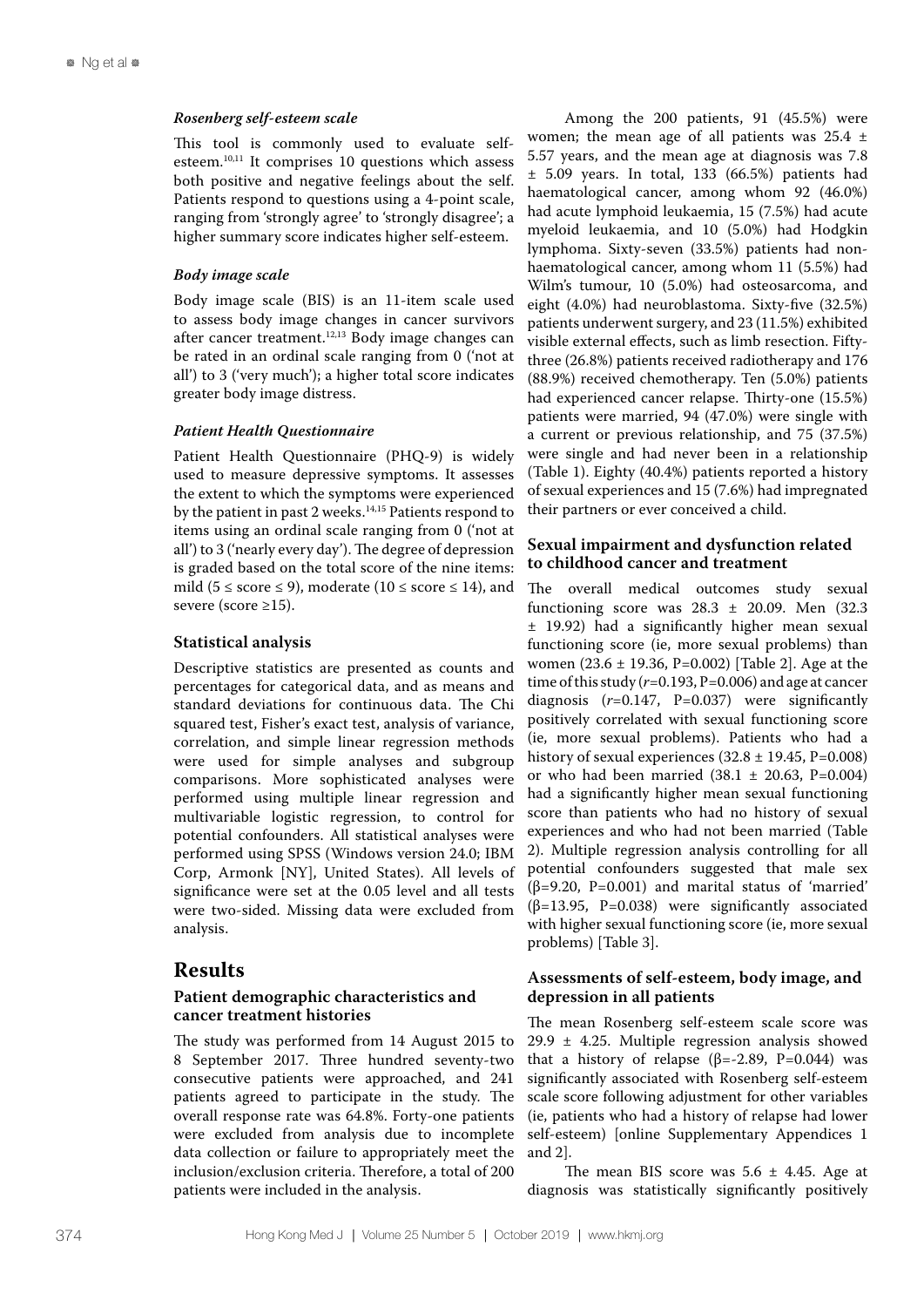### *Rosenberg self-esteem scale*

This tool is commonly used to evaluate self-esteem.[10,11] It comprises 10 questions which assess both positive and negative feelings about the self. Patients respond to questions using a 4-point scale, ranging from 'strongly agree' to 'strongly disagree'; a higher summary score indicates higher self-esteem.

### *Body image scale*

Body image scale (BIS) is an 11-item scale used to assess body image changes in cancer survivors after cancer treatment.[12,13] Body image changes can be rated in an ordinal scale ranging from 0 ('not at all') to 3 ('very much'); a higher total score indicates greater body image distress.

### *Patient Health Questionnaire*

Patient Health Questionnaire (PHQ-9) is widely used to measure depressive symptoms. It assesses the extent to which the symptoms were experienced by the patient in past 2 weeks.[14,15] Patients respond to items using an ordinal scale ranging from 0 ('not at all') to 3 ('nearly every day'). The degree of depression is graded based on the total score of the nine items: mild ($5 \leq$ score $\leq 9$), moderate ($10 \leq$ score $\leq 14$), and severe (score $\geq 15$).

### Statistical analysis

Descriptive statistics are presented as counts and percentages for categorical data, and as means and standard deviations for continuous data. The Chi squared test, Fisher's exact test, analysis of variance, correlation, and simple linear regression methods were used for simple analyses and subgroup comparisons. More sophisticated analyses were performed using multiple linear regression and multivariable logistic regression, to control for potential confounders. All statistical analyses were performed using SPSS (Windows version 24.0; IBM Corp, Armonk [NY], United States). All levels of significance were set at the 0.05 level and all tests were two-sided. Missing data were excluded from analysis.

## Results

### Patient demographic characteristics and cancer treatment histories

The study was performed from 14 August 2015 to 8 September 2017. Three hundred seventy-two consecutive patients were approached, and 241 patients agreed to participate in the study. The overall response rate was 64.8%. Forty-one patients were excluded from analysis due to incomplete data collection or failure to appropriately meet the inclusion/exclusion criteria. Therefore, a total of 200 patients were included in the analysis.

Among the 200 patients, 91 (45.5%) were women; the mean age of all patients was 25.4 ± 5.57 years, and the mean age at diagnosis was 7.8 ± 5.09 years. In total, 133 (66.5%) patients had haematological cancer, among whom 92 (46.0%) had acute lymphoid leukaemia, 15 (7.5%) had acute myeloid leukaemia, and 10 (5.0%) had Hodgkin lymphoma. Sixty-seven (33.5%) patients had non-haematological cancer, among whom 11 (5.5%) had Wilm's tumour, 10 (5.0%) had osteosarcoma, and eight (4.0%) had neuroblastoma. Sixty-five (32.5%) patients underwent surgery, and 23 (11.5%) exhibited visible external effects, such as limb resection. Fifty-three (26.8%) patients received radiotherapy and 176 (88.9%) received chemotherapy. Ten (5.0%) patients had experienced cancer relapse. Thirty-one (15.5%) patients were married, 94 (47.0%) were single with a current or previous relationship, and 75 (37.5%) were single and had never been in a relationship (Table 1). Eighty (40.4%) patients reported a history of sexual experiences and 15 (7.6%) had impregnated their partners or ever conceived a child.

### Sexual impairment and dysfunction related to childhood cancer and treatment

The overall medical outcomes study sexual functioning score was 28.3 ± 20.09. Men (32.3 ± 19.92) had a significantly higher mean sexual functioning score (ie, more sexual problems) than women (23.6 ± 19.36, P=0.002) [Table 2]. Age at the time of this study ($r$=0.193, P=0.006) and age at cancer diagnosis ($r$=0.147, P=0.037) were significantly positively correlated with sexual functioning score (ie, more sexual problems). Patients who had a history of sexual experiences (32.8 ± 19.45, P=0.008) or who had been married (38.1 ± 20.63, P=0.004) had a significantly higher mean sexual functioning score than patients who had no history of sexual experiences and who had not been married (Table 2). Multiple regression analysis controlling for all potential confounders suggested that male sex ($\beta$=9.20, P=0.001) and marital status of 'married' ($\beta$=13.95, P=0.038) were significantly associated with higher sexual functioning score (ie, more sexual problems) [Table 3].

### Assessments of self-esteem, body image, and depression in all patients

The mean Rosenberg self-esteem scale score was 29.9 ± 4.25. Multiple regression analysis showed that a history of relapse ($\beta$=-2.89, P=0.044) was significantly associated with Rosenberg self-esteem scale score following adjustment for other variables (ie, patients who had a history of relapse had lower self-esteem) [online Supplementary Appendices 1 and 2].

The mean BIS score was 5.6 ± 4.45. Age at diagnosis was statistically significantly positively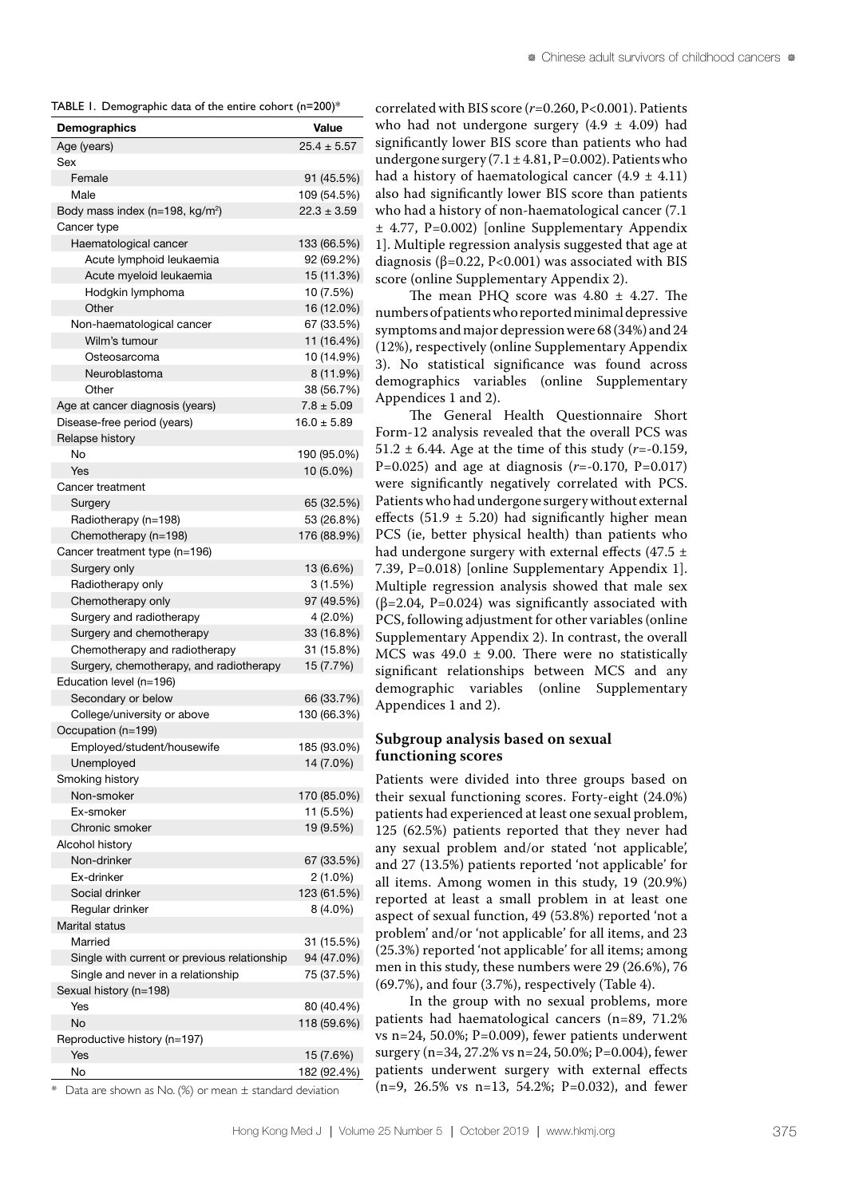TABLE 1. Demographic data of the entire cohort (n=200)*

| Demographics | Value |
|---|---|
| Age (years) | 25.4 ± 5.57 |
| Sex | |
| Female | 91 (45.5%) |
| Male | 109 (54.5%) |
| Body mass index (n=198, kg/m²) | 22.3 ± 3.59 |
| Cancer type | |
| Haematological cancer | 133 (66.5%) |
| Acute lymphoid leukaemia | 92 (69.2%) |
| Acute myeloid leukaemia | 15 (11.3%) |
| Hodgkin lymphoma | 10 (7.5%) |
| Other | 16 (12.0%) |
| Non-haematological cancer | 67 (33.5%) |
| Wilm's tumour | 11 (16.4%) |
| Osteosarcoma | 10 (14.9%) |
| Neuroblastoma | 8 (11.9%) |
| Other | 38 (56.7%) |
| Age at cancer diagnosis (years) | 7.8 ± 5.09 |
| Disease-free period (years) | 16.0 ± 5.89 |
| Relapse history | |
| No | 190 (95.0%) |
| Yes | 10 (5.0%) |
| Cancer treatment | |
| Surgery | 65 (32.5%) |
| Radiotherapy (n=198) | 53 (26.8%) |
| Chemotherapy (n=198) | 176 (88.9%) |
| Cancer treatment type (n=196) | |
| Surgery only | 13 (6.6%) |
| Radiotherapy only | 3 (1.5%) |
| Chemotherapy only | 97 (49.5%) |
| Surgery and radiotherapy | 4 (2.0%) |
| Surgery and chemotherapy | 33 (16.8%) |
| Chemotherapy and radiotherapy | 31 (15.8%) |
| Surgery, chemotherapy, and radiotherapy | 15 (7.7%) |
| Education level (n=196) | |
| Secondary or below | 66 (33.7%) |
| College/university or above | 130 (66.3%) |
| Occupation (n=199) | |
| Employed/student/housewife | 185 (93.0%) |
| Unemployed | 14 (7.0%) |
| Smoking history | |
| Non-smoker | 170 (85.0%) |
| Ex-smoker | 11 (5.5%) |
| Chronic smoker | 19 (9.5%) |
| Alcohol history | |
| Non-drinker | 67 (33.5%) |
| Ex-drinker | 2 (1.0%) |
| Social drinker | 123 (61.5%) |
| Regular drinker | 8 (4.0%) |
| Marital status | |
| Married | 31 (15.5%) |
| Single with current or previous relationship | 94 (47.0%) |
| Single and never in a relationship | 75 (37.5%) |
| Sexual history (n=198) | |
| Yes | 80 (40.4%) |
| No | 118 (59.6%) |
| Reproductive history (n=197) | |
| Yes | 15 (7.6%) |
| No | 182 (92.4%) |

* Data are shown as No. (%) or mean ± standard deviation

correlated with BIS score ($r$=0.260, P<0.001). Patients who had not undergone surgery (4.9 ± 4.09) had significantly lower BIS score than patients who had undergone surgery (7.1 ± 4.81, P=0.002). Patients who had a history of haematological cancer (4.9 ± 4.11) also had significantly lower BIS score than patients who had a history of non-haematological cancer (7.1 ± 4.77, P=0.002) [online Supplementary Appendix 1]. Multiple regression analysis suggested that age at diagnosis (β=0.22, P<0.001) was associated with BIS score (online Supplementary Appendix 2).

The mean PHQ score was 4.80 ± 4.27. The numbers of patients who reported minimal depressive symptoms and major depression were 68 (34%) and 24 (12%), respectively (online Supplementary Appendix 3). No statistical significance was found across demographics variables (online Supplementary Appendices 1 and 2).

The General Health Questionnaire Short Form-12 analysis revealed that the overall PCS was 51.2 ± 6.44. Age at the time of this study ($r$=-0.159, P=0.025) and age at diagnosis ($r$=-0.170, P=0.017) were significantly negatively correlated with PCS. Patients who had undergone surgery without external effects (51.9 ± 5.20) had significantly higher mean PCS (ie, better physical health) than patients who had undergone surgery with external effects (47.5 ± 7.39, P=0.018) [online Supplementary Appendix 1]. Multiple regression analysis showed that male sex (β=2.04, P=0.024) was significantly associated with PCS, following adjustment for other variables (online Supplementary Appendix 2). In contrast, the overall MCS was 49.0 ± 9.00. There were no statistically significant relationships between MCS and any demographic variables (online Supplementary Appendices 1 and 2).

## Subgroup analysis based on sexual functioning scores

Patients were divided into three groups based on their sexual functioning scores. Forty-eight (24.0%) patients had experienced at least one sexual problem, 125 (62.5%) patients reported that they never had any sexual problem and/or stated 'not applicable', and 27 (13.5%) patients reported 'not applicable' for all items. Among women in this study, 19 (20.9%) reported at least a small problem in at least one aspect of sexual function, 49 (53.8%) reported 'not a problem' and/or 'not applicable' for all items, and 23 (25.3%) reported 'not applicable' for all items; among men in this study, these numbers were 29 (26.6%), 76 (69.7%), and four (3.7%), respectively (Table 4).

In the group with no sexual problems, more patients had haematological cancers (n=89, 71.2% vs n=24, 50.0%; P=0.009), fewer patients underwent surgery (n=34, 27.2% vs n=24, 50.0%; P=0.004), fewer patients underwent surgery with external effects (n=9, 26.5% vs n=13, 54.2%; P=0.032), and fewer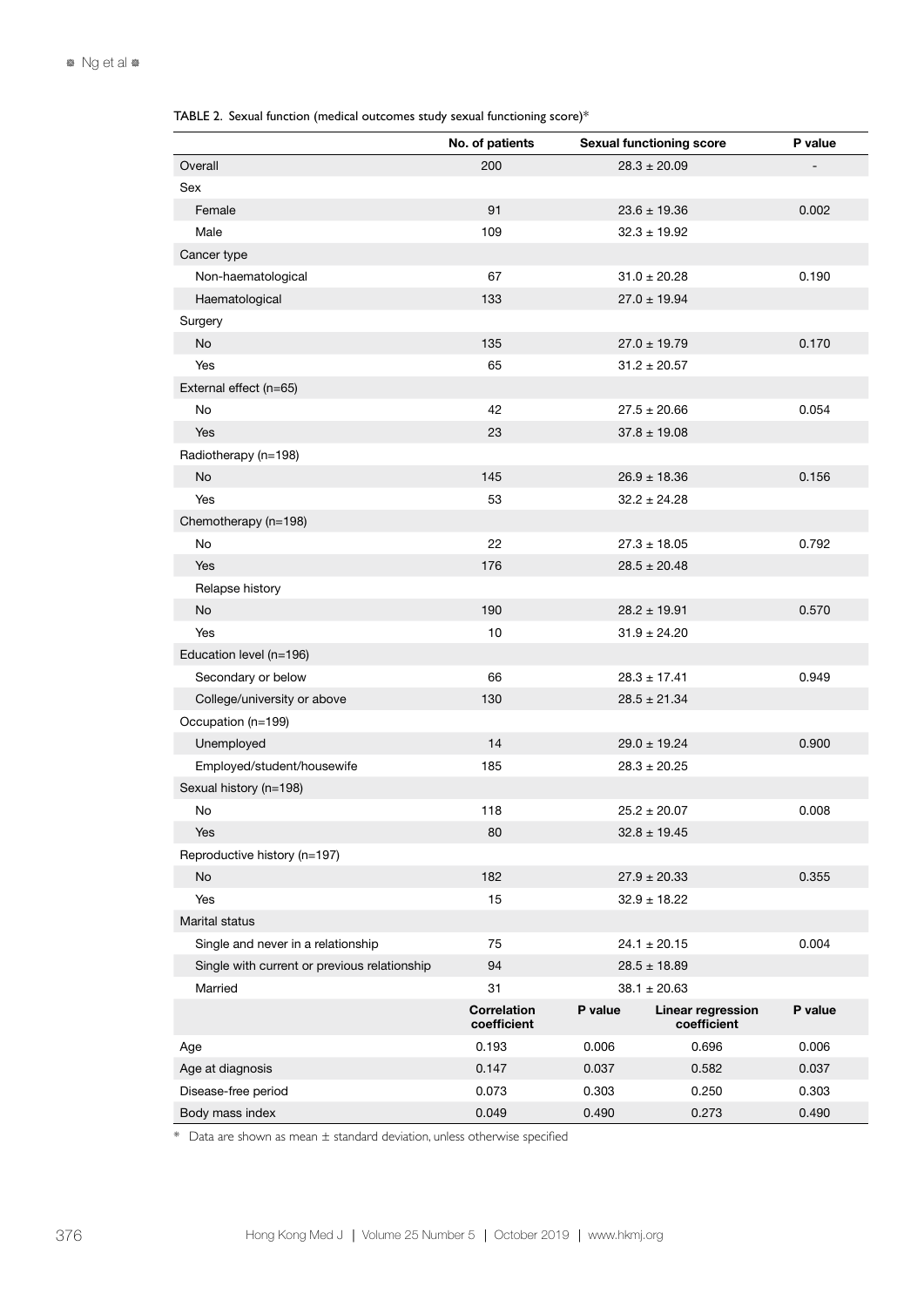TABLE 2. Sexual function (medical outcomes study sexual functioning score)*

| | No. of patients | Sexual functioning score | | P value |
|---|---|---|---|---|
| Overall | 200 | 28.3 ± 20.09 | | - |
| Sex | | | | |
| Female | 91 | 23.6 ± 19.36 | | 0.002 |
| Male | 109 | 32.3 ± 19.92 | | |
| Cancer type | | | | |
| Non-haematological | 67 | 31.0 ± 20.28 | | 0.190 |
| Haematological | 133 | 27.0 ± 19.94 | | |
| Surgery | | | | |
| No | 135 | 27.0 ± 19.79 | | 0.170 |
| Yes | 65 | 31.2 ± 20.57 | | |
| External effect (n=65) | | | | |
| No | 42 | 27.5 ± 20.66 | | 0.054 |
| Yes | 23 | 37.8 ± 19.08 | | |
| Radiotherapy (n=198) | | | | |
| No | 145 | 26.9 ± 18.36 | | 0.156 |
| Yes | 53 | 32.2 ± 24.28 | | |
| Chemotherapy (n=198) | | | | |
| No | 22 | 27.3 ± 18.05 | | 0.792 |
| Yes | 176 | 28.5 ± 20.48 | | |
| Relapse history | | | | |
| No | 190 | 28.2 ± 19.91 | | 0.570 |
| Yes | 10 | 31.9 ± 24.20 | | |
| Education level (n=196) | | | | |
| Secondary or below | 66 | 28.3 ± 17.41 | | 0.949 |
| College/university or above | 130 | 28.5 ± 21.34 | | |
| Occupation (n=199) | | | | |
| Unemployed | 14 | 29.0 ± 19.24 | | 0.900 |
| Employed/student/housewife | 185 | 28.3 ± 20.25 | | |
| Sexual history (n=198) | | | | |
| No | 118 | 25.2 ± 20.07 | | 0.008 |
| Yes | 80 | 32.8 ± 19.45 | | |
| Reproductive history (n=197) | | | | |
| No | 182 | 27.9 ± 20.33 | | 0.355 |
| Yes | 15 | 32.9 ± 18.22 | | |
| Marital status | | | | |
| Single and never in a relationship | 75 | 24.1 ± 20.15 | | 0.004 |
| Single with current or previous relationship | 94 | 28.5 ± 18.89 | | |
| Married | 31 | 38.1 ± 20.63 | | |
| | **Correlation coefficient** | **P value** | **Linear regression coefficient** | **P value** |
| Age | 0.193 | 0.006 | 0.696 | 0.006 |
| Age at diagnosis | 0.147 | 0.037 | 0.582 | 0.037 |
| Disease-free period | 0.073 | 0.303 | 0.250 | 0.303 |
| Body mass index | 0.049 | 0.490 | 0.273 | 0.490 |

* Data are shown as mean ± standard deviation, unless otherwise specified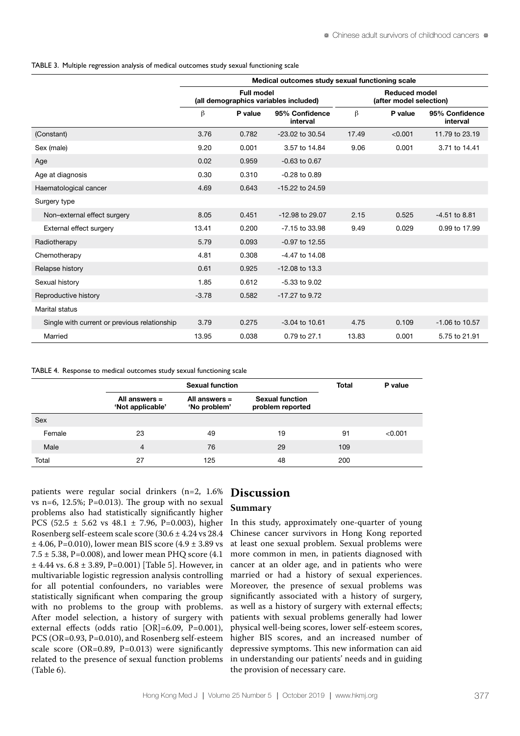TABLE 3. Multiple regression analysis of medical outcomes study sexual functioning scale

| | Medical outcomes study sexual functioning scale | | | | | |
|---|---|---|---|---|---|---|
| | Full model (all demographics variables included) | | | Reduced model (after model selection) | | |
| | β | P value | 95% Confidence interval | β | P value | 95% Confidence interval |
| (Constant) | 3.76 | 0.782 | -23.02 to 30.54 | 17.49 | <0.001 | 11.79 to 23.19 |
| Sex (male) | 9.20 | 0.001 | 3.57 to 14.84 | 9.06 | 0.001 | 3.71 to 14.41 |
| Age | 0.02 | 0.959 | -0.63 to 0.67 | | | |
| Age at diagnosis | 0.30 | 0.310 | -0.28 to 0.89 | | | |
| Haematological cancer | 4.69 | 0.643 | -15.22 to 24.59 | | | |
| Surgery type | | | | | | |
| Non–external effect surgery | 8.05 | 0.451 | -12.98 to 29.07 | 2.15 | 0.525 | -4.51 to 8.81 |
| External effect surgery | 13.41 | 0.200 | -7.15 to 33.98 | 9.49 | 0.029 | 0.99 to 17.99 |
| Radiotherapy | 5.79 | 0.093 | -0.97 to 12.55 | | | |
| Chemotherapy | 4.81 | 0.308 | -4.47 to 14.08 | | | |
| Relapse history | 0.61 | 0.925 | -12.08 to 13.3 | | | |
| Sexual history | 1.85 | 0.612 | -5.33 to 9.02 | | | |
| Reproductive history | -3.78 | 0.582 | -17.27 to 9.72 | | | |
| Marital status | | | | | | |
| Single with current or previous relationship | 3.79 | 0.275 | -3.04 to 10.61 | 4.75 | 0.109 | -1.06 to 10.57 |
| Married | 13.95 | 0.038 | 0.79 to 27.1 | 13.83 | 0.001 | 5.75 to 21.91 |

TABLE 4. Response to medical outcomes study sexual functioning scale

| | Sexual function | | | Total | P value |
|---|---|---|---|---|---|
| | All answers = 'Not applicable' | All answers = 'No problem' | Sexual function problem reported | | |
| Sex | | | | | |
| Female | 23 | 49 | 19 | 91 | <0.001 |
| Male | 4 | 76 | 29 | 109 | |
| Total | 27 | 125 | 48 | 200 | |

patients were regular social drinkers (n=2, 1.6% vs n=6, 12.5%; P=0.013). The group with no sexual problems also had statistically significantly higher PCS (52.5 ± 5.62 vs 48.1 ± 7.96, P=0.003), higher Rosenberg self-esteem scale score (30.6 ± 4.24 vs 28.4 ± 4.06, P=0.010), lower mean BIS score (4.9 ± 3.89 vs 7.5 ± 5.38, P=0.008), and lower mean PHQ score (4.1 ± 4.44 vs. 6.8 ± 3.89, P=0.001) [Table 5]. However, in multivariable logistic regression analysis controlling for all potential confounders, no variables were statistically significant when comparing the group with no problems to the group with problems. After model selection, a history of surgery with external effects (odds ratio [OR]=6.09, P=0.001), PCS (OR=0.93, P=0.010), and Rosenberg self-esteem scale score (OR=0.89, P=0.013) were significantly related to the presence of sexual function problems (Table 6).

# Discussion

## Summary

In this study, approximately one-quarter of young Chinese cancer survivors in Hong Kong reported at least one sexual problem. Sexual problems were more common in men, in patients diagnosed with cancer at an older age, and in patients who were married or had a history of sexual experiences. Moreover, the presence of sexual problems was significantly associated with a history of surgery, as well as a history of surgery with external effects; patients with sexual problems generally had lower physical well-being scores, lower self-esteem scores, higher BIS scores, and an increased number of depressive symptoms. This new information can aid in understanding our patients' needs and in guiding the provision of necessary care.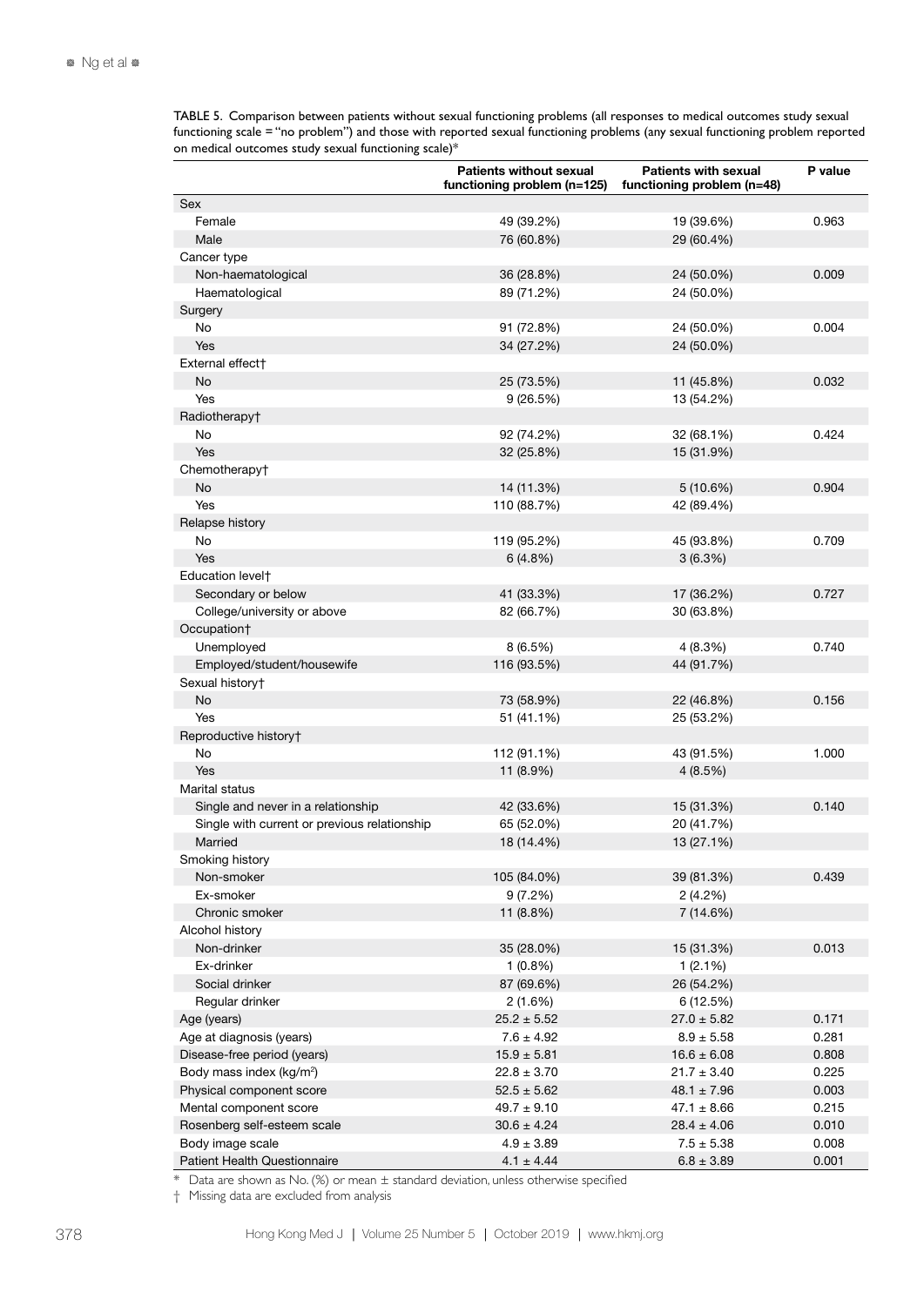TABLE 5. Comparison between patients without sexual functioning problems (all responses to medical outcomes study sexual functioning scale = "no problem") and those with reported sexual functioning problems (any sexual functioning problem reported on medical outcomes study sexual functioning scale)*

| | Patients without sexual functioning problem (n=125) | Patients with sexual functioning problem (n=48) | P value |
|---|---|---|---|
| Sex | | | |
| Female | 49 (39.2%) | 19 (39.6%) | 0.963 |
| Male | 76 (60.8%) | 29 (60.4%) | |
| Cancer type | | | |
| Non-haematological | 36 (28.8%) | 24 (50.0%) | 0.009 |
| Haematological | 89 (71.2%) | 24 (50.0%) | |
| Surgery | | | |
| No | 91 (72.8%) | 24 (50.0%) | 0.004 |
| Yes | 34 (27.2%) | 24 (50.0%) | |
| External effect† | | | |
| No | 25 (73.5%) | 11 (45.8%) | 0.032 |
| Yes | 9 (26.5%) | 13 (54.2%) | |
| Radiotherapy† | | | |
| No | 92 (74.2%) | 32 (68.1%) | 0.424 |
| Yes | 32 (25.8%) | 15 (31.9%) | |
| Chemotherapy† | | | |
| No | 14 (11.3%) | 5 (10.6%) | 0.904 |
| Yes | 110 (88.7%) | 42 (89.4%) | |
| Relapse history | | | |
| No | 119 (95.2%) | 45 (93.8%) | 0.709 |
| Yes | 6 (4.8%) | 3 (6.3%) | |
| Education level† | | | |
| Secondary or below | 41 (33.3%) | 17 (36.2%) | 0.727 |
| College/university or above | 82 (66.7%) | 30 (63.8%) | |
| Occupation† | | | |
| Unemployed | 8 (6.5%) | 4 (8.3%) | 0.740 |
| Employed/student/housewife | 116 (93.5%) | 44 (91.7%) | |
| Sexual history† | | | |
| No | 73 (58.9%) | 22 (46.8%) | 0.156 |
| Yes | 51 (41.1%) | 25 (53.2%) | |
| Reproductive history† | | | |
| No | 112 (91.1%) | 43 (91.5%) | 1.000 |
| Yes | 11 (8.9%) | 4 (8.5%) | |
| Marital status | | | |
| Single and never in a relationship | 42 (33.6%) | 15 (31.3%) | 0.140 |
| Single with current or previous relationship | 65 (52.0%) | 20 (41.7%) | |
| Married | 18 (14.4%) | 13 (27.1%) | |
| Smoking history | | | |
| Non-smoker | 105 (84.0%) | 39 (81.3%) | 0.439 |
| Ex-smoker | 9 (7.2%) | 2 (4.2%) | |
| Chronic smoker | 11 (8.8%) | 7 (14.6%) | |
| Alcohol history | | | |
| Non-drinker | 35 (28.0%) | 15 (31.3%) | 0.013 |
| Ex-drinker | 1 (0.8%) | 1 (2.1%) | |
| Social drinker | 87 (69.6%) | 26 (54.2%) | |
| Regular drinker | 2 (1.6%) | 6 (12.5%) | |
| Age (years) | 25.2 ± 5.52 | 27.0 ± 5.82 | 0.171 |
| Age at diagnosis (years) | 7.6 ± 4.92 | 8.9 ± 5.58 | 0.281 |
| Disease-free period (years) | 15.9 ± 5.81 | 16.6 ± 6.08 | 0.808 |
| Body mass index (kg/m²) | 22.8 ± 3.70 | 21.7 ± 3.40 | 0.225 |
| Physical component score | 52.5 ± 5.62 | 48.1 ± 7.96 | 0.003 |
| Mental component score | 49.7 ± 9.10 | 47.1 ± 8.66 | 0.215 |
| Rosenberg self-esteem scale | 30.6 ± 4.24 | 28.4 ± 4.06 | 0.010 |
| Body image scale | 4.9 ± 3.89 | 7.5 ± 5.38 | 0.008 |
| Patient Health Questionnaire | 4.1 ± 4.44 | 6.8 ± 3.89 | 0.001 |

\* Data are shown as No. (%) or mean ± standard deviation, unless otherwise specified

† Missing data are excluded from analysis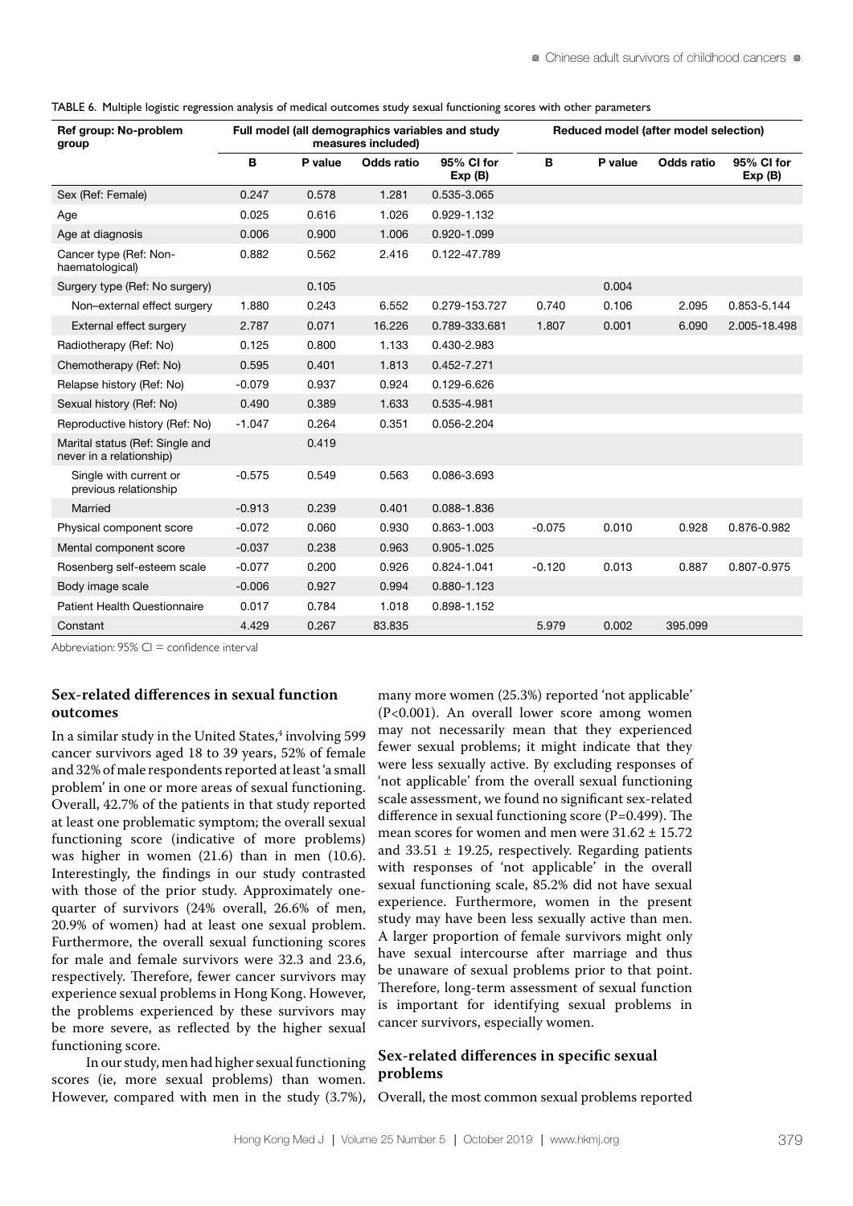TABLE 6. Multiple logistic regression analysis of medical outcomes study sexual functioning scores with other parameters

| Ref group: No-problem group | Full model (all demographics variables and study measures included) | | | | Reduced model (after model selection) | | | |
|---|---|---|---|---|---|---|---|---|
| | B | P value | Odds ratio | 95% CI for Exp (B) | B | P value | Odds ratio | 95% CI for Exp (B) |
| Sex (Ref: Female) | 0.247 | 0.578 | 1.281 | 0.535-3.065 | | | | |
| Age | 0.025 | 0.616 | 1.026 | 0.929-1.132 | | | | |
| Age at diagnosis | 0.006 | 0.900 | 1.006 | 0.920-1.099 | | | | |
| Cancer type (Ref: Non-haematological) | 0.882 | 0.562 | 2.416 | 0.122-47.789 | | | | |
| Surgery type (Ref: No surgery) | | 0.105 | | | | 0.004 | | |
| Non–external effect surgery | 1.880 | 0.243 | 6.552 | 0.279-153.727 | 0.740 | 0.106 | 2.095 | 0.853-5.144 |
| External effect surgery | 2.787 | 0.071 | 16.226 | 0.789-333.681 | 1.807 | 0.001 | 6.090 | 2.005-18.498 |
| Radiotherapy (Ref: No) | 0.125 | 0.800 | 1.133 | 0.430-2.983 | | | | |
| Chemotherapy (Ref: No) | 0.595 | 0.401 | 1.813 | 0.452-7.271 | | | | |
| Relapse history (Ref: No) | -0.079 | 0.937 | 0.924 | 0.129-6.626 | | | | |
| Sexual history (Ref: No) | 0.490 | 0.389 | 1.633 | 0.535-4.981 | | | | |
| Reproductive history (Ref: No) | -1.047 | 0.264 | 0.351 | 0.056-2.204 | | | | |
| Marital status (Ref: Single and never in a relationship) | | 0.419 | | | | | | |
| Single with current or previous relationship | -0.575 | 0.549 | 0.563 | 0.086-3.693 | | | | |
| Married | -0.913 | 0.239 | 0.401 | 0.088-1.836 | | | | |
| Physical component score | -0.072 | 0.060 | 0.930 | 0.863-1.003 | -0.075 | 0.010 | 0.928 | 0.876-0.982 |
| Mental component score | -0.037 | 0.238 | 0.963 | 0.905-1.025 | | | | |
| Rosenberg self-esteem scale | -0.077 | 0.200 | 0.926 | 0.824-1.041 | -0.120 | 0.013 | 0.887 | 0.807-0.975 |
| Body image scale | -0.006 | 0.927 | 0.994 | 0.880-1.123 | | | | |
| Patient Health Questionnaire | 0.017 | 0.784 | 1.018 | 0.898-1.152 | | | | |
| Constant | 4.429 | 0.267 | 83.835 | | 5.979 | 0.002 | 395.099 | |

Abbreviation: 95% CI = confidence interval

## Sex-related differences in sexual function outcomes

In a similar study in the United States,[4] involving 599 cancer survivors aged 18 to 39 years, 52% of female and 32% of male respondents reported at least 'a small problem' in one or more areas of sexual functioning. Overall, 42.7% of the patients in that study reported at least one problematic symptom; the overall sexual functioning score (indicative of more problems) was higher in women (21.6) than in men (10.6). Interestingly, the findings in our study contrasted with those of the prior study. Approximately one-quarter of survivors (24% overall, 26.6% of men, 20.9% of women) had at least one sexual problem. Furthermore, the overall sexual functioning scores for male and female survivors were 32.3 and 23.6, respectively. Therefore, fewer cancer survivors may experience sexual problems in Hong Kong. However, the problems experienced by these survivors may be more severe, as reflected by the higher sexual functioning score.

In our study, men had higher sexual functioning scores (ie, more sexual problems) than women. However, compared with men in the study (3.7%), many more women (25.3%) reported 'not applicable' ($P<0.001$). An overall lower score among women may not necessarily mean that they experienced fewer sexual problems; it might indicate that they were less sexually active. By excluding responses of 'not applicable' from the overall sexual functioning scale assessment, we found no significant sex-related difference in sexual functioning score ($P=0.499$). The mean scores for women and men were $31.62 \pm 15.72$ and $33.51 \pm 19.25$, respectively. Regarding patients with responses of 'not applicable' in the overall sexual functioning scale, 85.2% did not have sexual experience. Furthermore, women in the present study may have been less sexually active than men. A larger proportion of female survivors might only have sexual intercourse after marriage and thus be unaware of sexual problems prior to that point. Therefore, long-term assessment of sexual function is important for identifying sexual problems in cancer survivors, especially women.

## Sex-related differences in specific sexual problems

Overall, the most common sexual problems reported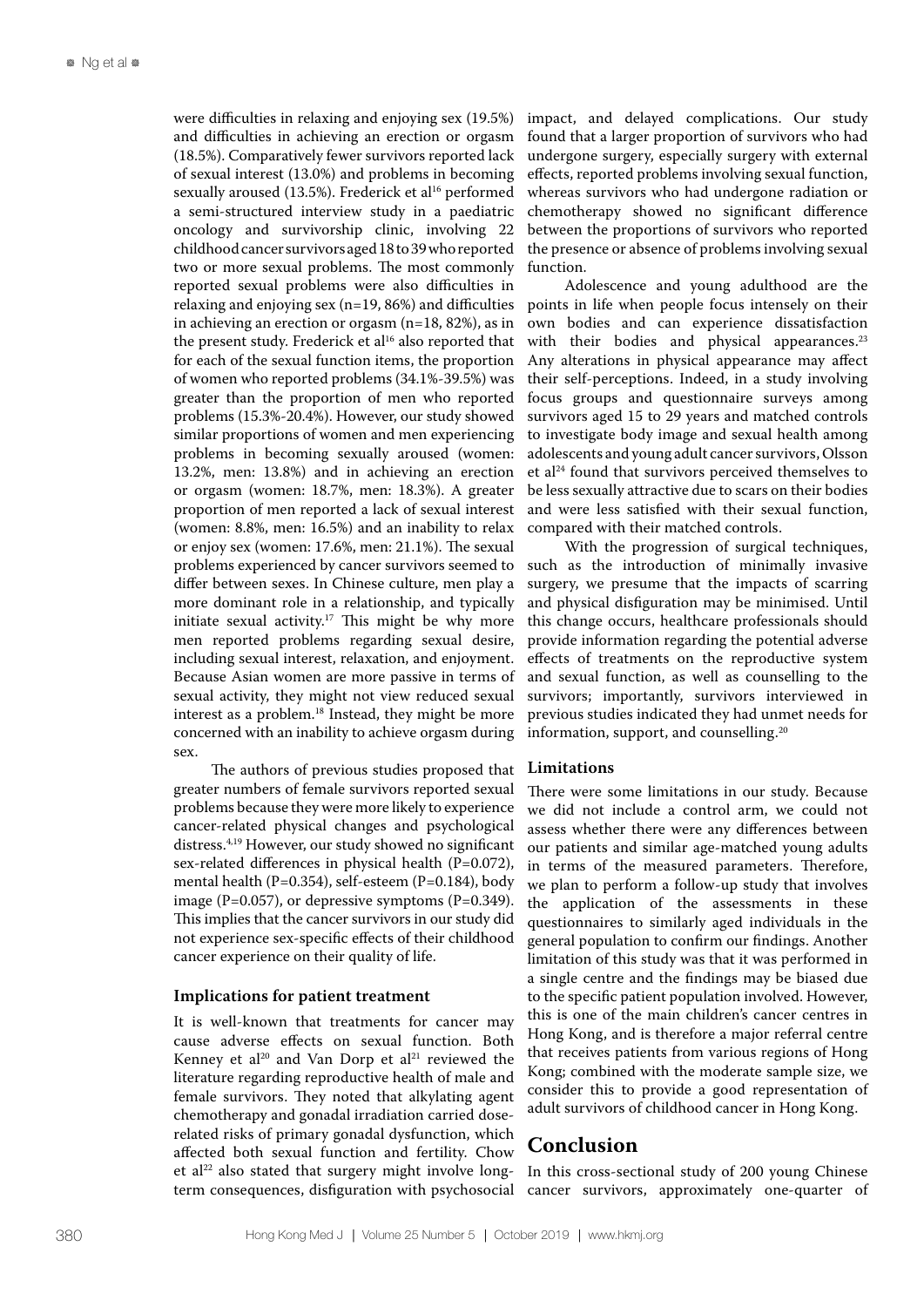were difficulties in relaxing and enjoying sex (19.5%) and difficulties in achieving an erection or orgasm (18.5%). Comparatively fewer survivors reported lack of sexual interest (13.0%) and problems in becoming sexually aroused (13.5%). Frederick et al[16] performed a semi-structured interview study in a paediatric oncology and survivorship clinic, involving 22 childhood cancer survivors aged 18 to 39 who reported two or more sexual problems. The most commonly reported sexual problems were also difficulties in relaxing and enjoying sex (n=19, 86%) and difficulties in achieving an erection or orgasm (n=18, 82%), as in the present study. Frederick et al[16] also reported that for each of the sexual function items, the proportion of women who reported problems (34.1%-39.5%) was greater than the proportion of men who reported problems (15.3%-20.4%). However, our study showed similar proportions of women and men experiencing problems in becoming sexually aroused (women: 13.2%, men: 13.8%) and in achieving an erection or orgasm (women: 18.7%, men: 18.3%). A greater proportion of men reported a lack of sexual interest (women: 8.8%, men: 16.5%) and an inability to relax or enjoy sex (women: 17.6%, men: 21.1%). The sexual problems experienced by cancer survivors seemed to differ between sexes. In Chinese culture, men play a more dominant role in a relationship, and typically initiate sexual activity.[17] This might be why more men reported problems regarding sexual desire, including sexual interest, relaxation, and enjoyment. Because Asian women are more passive in terms of sexual activity, they might not view reduced sexual interest as a problem.[18] Instead, they might be more concerned with an inability to achieve orgasm during sex.

The authors of previous studies proposed that greater numbers of female survivors reported sexual problems because they were more likely to experience cancer-related physical changes and psychological distress.[4,19] However, our study showed no significant sex-related differences in physical health (P=0.072), mental health (P=0.354), self-esteem (P=0.184), body image (P=0.057), or depressive symptoms (P=0.349). This implies that the cancer survivors in our study did not experience sex-specific effects of their childhood cancer experience on their quality of life.

### Implications for patient treatment

It is well-known that treatments for cancer may cause adverse effects on sexual function. Both Kenney et al[20] and Van Dorp et al[21] reviewed the literature regarding reproductive health of male and female survivors. They noted that alkylating agent chemotherapy and gonadal irradiation carried dose-related risks of primary gonadal dysfunction, which affected both sexual function and fertility. Chow et al[22] also stated that surgery might involve long-term consequences, disfiguration with psychosocial impact, and delayed complications. Our study found that a larger proportion of survivors who had undergone surgery, especially surgery with external effects, reported problems involving sexual function, whereas survivors who had undergone radiation or chemotherapy showed no significant difference between the proportions of survivors who reported the presence or absence of problems involving sexual function.

Adolescence and young adulthood are the points in life when people focus intensely on their own bodies and can experience dissatisfaction with their bodies and physical appearances.[23] Any alterations in physical appearance may affect their self-perceptions. Indeed, in a study involving focus groups and questionnaire surveys among survivors aged 15 to 29 years and matched controls to investigate body image and sexual health among adolescents and young adult cancer survivors, Olsson et al[24] found that survivors perceived themselves to be less sexually attractive due to scars on their bodies and were less satisfied with their sexual function, compared with their matched controls.

With the progression of surgical techniques, such as the introduction of minimally invasive surgery, we presume that the impacts of scarring and physical disfiguration may be minimised. Until this change occurs, healthcare professionals should provide information regarding the potential adverse effects of treatments on the reproductive system and sexual function, as well as counselling to the survivors; importantly, survivors interviewed in previous studies indicated they had unmet needs for information, support, and counselling.[20]

### Limitations

There were some limitations in our study. Because we did not include a control arm, we could not assess whether there were any differences between our patients and similar age-matched young adults in terms of the measured parameters. Therefore, we plan to perform a follow-up study that involves the application of the assessments in these questionnaires to similarly aged individuals in the general population to confirm our findings. Another limitation of this study was that it was performed in a single centre and the findings may be biased due to the specific patient population involved. However, this is one of the main children's cancer centres in Hong Kong, and is therefore a major referral centre that receives patients from various regions of Hong Kong; combined with the moderate sample size, we consider this to provide a good representation of adult survivors of childhood cancer in Hong Kong.

## Conclusion

In this cross-sectional study of 200 young Chinese cancer survivors, approximately one-quarter of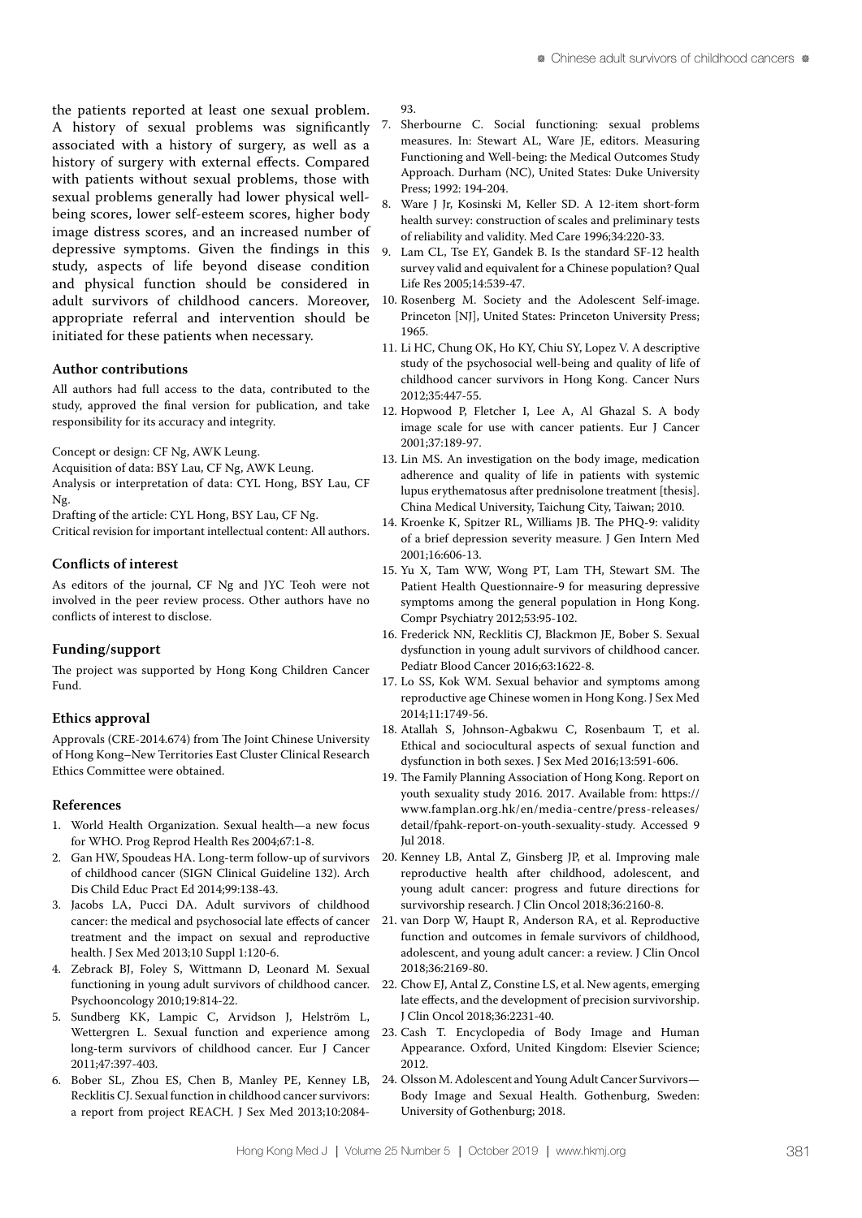the patients reported at least one sexual problem. A history of sexual problems was significantly associated with a history of surgery, as well as a history of surgery with external effects. Compared with patients without sexual problems, those with sexual problems generally had lower physical well-being scores, lower self-esteem scores, higher body image distress scores, and an increased number of depressive symptoms. Given the findings in this study, aspects of life beyond disease condition and physical function should be considered in adult survivors of childhood cancers. Moreover, appropriate referral and intervention should be initiated for these patients when necessary.

### Author contributions

All authors had full access to the data, contributed to the study, approved the final version for publication, and take responsibility for its accuracy and integrity.

Concept or design: CF Ng, AWK Leung.
Acquisition of data: BSY Lau, CF Ng, AWK Leung.
Analysis or interpretation of data: CYL Hong, BSY Lau, CF Ng.
Drafting of the article: CYL Hong, BSY Lau, CF Ng.
Critical revision for important intellectual content: All authors.

### Conflicts of interest

As editors of the journal, CF Ng and JYC Teoh were not involved in the peer review process. Other authors have no conflicts of interest to disclose.

### Funding/support

The project was supported by Hong Kong Children Cancer Fund.

### Ethics approval

Approvals (CRE-2014.674) from The Joint Chinese University of Hong Kong–New Territories East Cluster Clinical Research Ethics Committee were obtained.

### References

1. World Health Organization. Sexual health—a new focus for WHO. Prog Reprod Health Res 2004;67:1-8.
2. Gan HW, Spoudeas HA. Long-term follow-up of survivors of childhood cancer (SIGN Clinical Guideline 132). Arch Dis Child Educ Pract Ed 2014;99:138-43.
3. Jacobs LA, Pucci DA. Adult survivors of childhood cancer: the medical and psychosocial late effects of cancer treatment and the impact on sexual and reproductive health. J Sex Med 2013;10 Suppl 1:120-6.
4. Zebrack BJ, Foley S, Wittmann D, Leonard M. Sexual functioning in young adult survivors of childhood cancer. Psychooncology 2010;19:814-22.
5. Sundberg KK, Lampic C, Arvidson J, Helström L, Wettergren L. Sexual function and experience among long-term survivors of childhood cancer. Eur J Cancer 2011;47:397-403.
6. Bober SL, Zhou ES, Chen B, Manley PE, Kenney LB, Recklitis CJ. Sexual function in childhood cancer survivors: a report from project REACH. J Sex Med 2013;10:2084-93.
7. Sherbourne C. Social functioning: sexual problems measures. In: Stewart AL, Ware JE, editors. Measuring Functioning and Well-being: the Medical Outcomes Study Approach. Durham (NC), United States: Duke University Press; 1992: 194-204.
8. Ware J Jr, Kosinski M, Keller SD. A 12-item short-form health survey: construction of scales and preliminary tests of reliability and validity. Med Care 1996;34:220-33.
9. Lam CL, Tse EY, Gandek B. Is the standard SF-12 health survey valid and equivalent for a Chinese population? Qual Life Res 2005;14:539-47.
10. Rosenberg M. Society and the Adolescent Self-image. Princeton [NJ], United States: Princeton University Press; 1965.
11. Li HC, Chung OK, Ho KY, Chiu SY, Lopez V. A descriptive study of the psychosocial well-being and quality of life of childhood cancer survivors in Hong Kong. Cancer Nurs 2012;35:447-55.
12. Hopwood P, Fletcher I, Lee A, Al Ghazal S. A body image scale for use with cancer patients. Eur J Cancer 2001;37:189-97.
13. Lin MS. An investigation on the body image, medication adherence and quality of life in patients with systemic lupus erythematosus after prednisolone treatment [thesis]. China Medical University, Taichung City, Taiwan; 2010.
14. Kroenke K, Spitzer RL, Williams JB. The PHQ-9: validity of a brief depression severity measure. J Gen Intern Med 2001;16:606-13.
15. Yu X, Tam WW, Wong PT, Lam TH, Stewart SM. The Patient Health Questionnaire-9 for measuring depressive symptoms among the general population in Hong Kong. Compr Psychiatry 2012;53:95-102.
16. Frederick NN, Recklitis CJ, Blackmon JE, Bober S. Sexual dysfunction in young adult survivors of childhood cancer. Pediatr Blood Cancer 2016;63:1622-8.
17. Lo SS, Kok WM. Sexual behavior and symptoms among reproductive age Chinese women in Hong Kong. J Sex Med 2014;11:1749-56.
18. Atallah S, Johnson-Agbakwu C, Rosenbaum T, et al. Ethical and sociocultural aspects of sexual function and dysfunction in both sexes. J Sex Med 2016;13:591-606.
19. The Family Planning Association of Hong Kong. Report on youth sexuality study 2016. 2017. Available from: https://www.famplan.org.hk/en/media-centre/press-releases/detail/fpahk-report-on-youth-sexuality-study. Accessed 9 Jul 2018.
20. Kenney LB, Antal Z, Ginsberg JP, et al. Improving male reproductive health after childhood, adolescent, and young adult cancer: progress and future directions for survivorship research. J Clin Oncol 2018;36:2160-8.
21. van Dorp W, Haupt R, Anderson RA, et al. Reproductive function and outcomes in female survivors of childhood, adolescent, and young adult cancer: a review. J Clin Oncol 2018;36:2169-80.
22. Chow EJ, Antal Z, Constine LS, et al. New agents, emerging late effects, and the development of precision survivorship. J Clin Oncol 2018;36:2231-40.
23. Cash T. Encyclopedia of Body Image and Human Appearance. Oxford, United Kingdom: Elsevier Science; 2012.
24. Olsson M. Adolescent and Young Adult Cancer Survivors—Body Image and Sexual Health. Gothenburg, Sweden: University of Gothenburg; 2018.